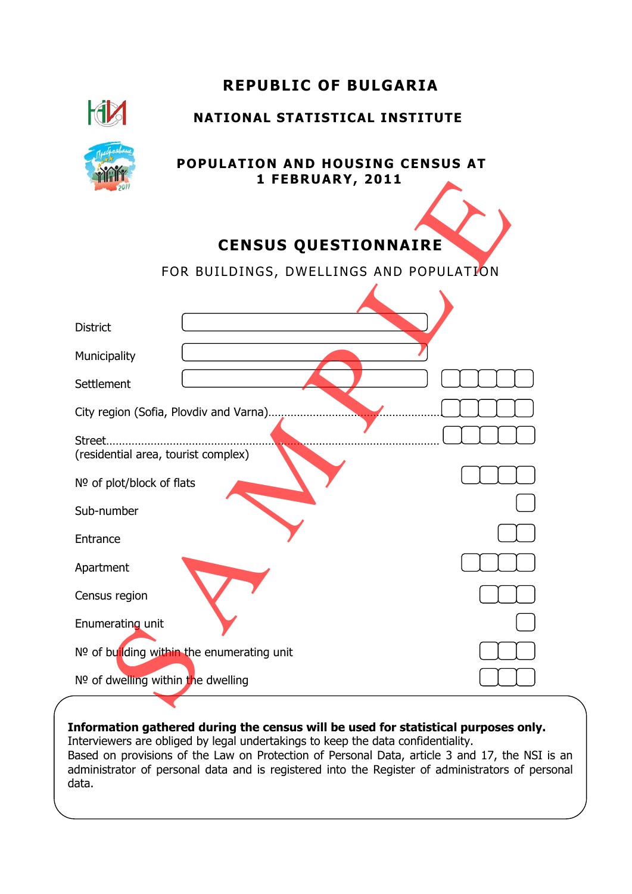# REPUBLIC OF BULGARIA

## NATIONAL STATISTICAL INSTITUTE

## POPULATION AND HOUSING CENSUS AT 1 FEBRUARY, 2011

# CENSUS QUESTIONNAIRE

FOR BUILDINGS, DWELLINGS AND POPULATION

SAMPLE

District

Municipality

Settlement

City region (Sofia, Plovdiv and Varna)........................................................

Street.......................................................................................................
(residential area, tourist complex)

Nº of plot/block of flats

Sub-number

Entrance

Apartment

Census region

Enumerating unit

Nº of building within the enumerating unit

Nº of dwelling within the dwelling

**Information gathered during the census will be used for statistical purposes only.**
Interviewers are obliged by legal undertakings to keep the data confidentiality.
Based on provisions of the Law on Protection of Personal Data, article 3 and 17, the NSI is an administrator of personal data and is registered into the Register of administrators of personal data.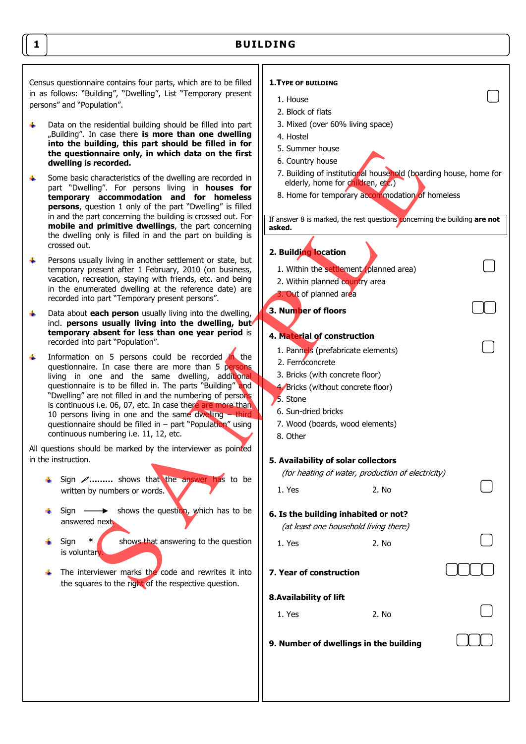# 1 BUILDING

Census questionnaire contains four parts, which are to be filled in as follows: "Building", "Dwelling", List "Temporary present persons" and "Population".

- Data on the residential building should be filled into part „Building". In case there **is more than one dwelling into the building, this part should be filled in for the questionnaire only, in which data on the first dwelling is recorded.**
- Some basic characteristics of the dwelling are recorded in part "Dwelling". For persons living in **houses for temporary accommodation and for homeless persons**, question 1 only of the part "Dwelling" is filled in and the part concerning the building is crossed out. For **mobile and primitive dwellings**, the part concerning the dwelling only is filled in and the part on building is crossed out.
- Persons usually living in another settlement or state, but temporary present after 1 February, 2010 (on business, vacation, recreation, staying with friends, etc. and being in the enumerated dwelling at the reference date) are recorded into part "Temporary present persons".
- Data about **each person** usually living into the dwelling, incl. **persons usually living into the dwelling, but temporary absent for less than one year period** is recorded into part "Population".
- Information on 5 persons could be recorded in the questionnaire. In case there are more than 5 persons living in one and the same dwelling, additional questionnaire is to be filled in. The parts "Building" and "Dwelling" are not filled in and the numbering of persons is continuous i.e. 06, 07, etc. In case there are more than 10 persons living in one and the same dwelling – third questionnaire should be filled in – part "Population" using continuous numbering i.e. 11, 12, etc.

All questions should be marked by the interviewer as pointed in the instruction.

- Sign ✎......... shows that the answer has to be written by numbers or words.
- Sign ⟶ shows the question, which has to be answered next.
- Sign * shows that answering to the question is voluntary.
- The interviewer marks the code and rewrites it into the squares to the right of the respective question.

**1. TYPE OF BUILDING** ☐

1. House
2. Block of flats
3. Mixed (over 60% living space)
4. Hostel
5. Summer house
6. Country house
7. Building of institutional household (boarding house, home for elderly, home for children, etc.)
8. Home for temporary accommodation of homeless

If answer 8 is marked, the rest questions concerning the building **are not asked.**

**2. Building location** ☐

1. Within the settlement (planned area)
2. Within planned country area
3. Out of planned area

**3. Number of floors** ☐☐

**4. Material of construction** ☐

1. Pannels (prefabricate elements)
2. Ferroconcrete
3. Bricks (with concrete floor)
4. Bricks (without concrete floor)
5. Stone
6. Sun-dried bricks
7. Wood (boards, wood elements)
8. Other

**5. Availability of solar collectors**

*(for heating of water, production of electricity)*

1. Yes  2. No ☐

**6. Is the building inhabited or not?**

*(at least one household living there)*

1. Yes  2. No ☐

**7. Year of construction** ☐☐☐☐

**8. Availability of lift**

1. Yes  2. No ☐

**9. Number of dwellings in the building** ☐☐☐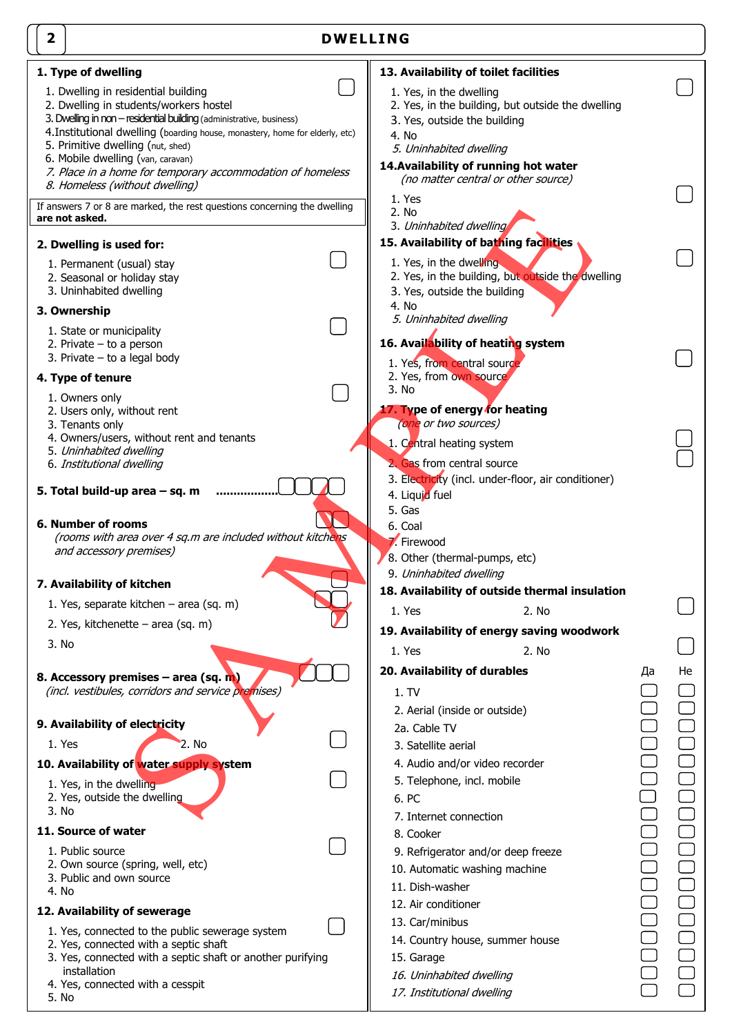## 2 DWELLING

**1. Type of dwelling**

1. Dwelling in residential building
2. Dwelling in students/workers hostel
3. Dwelling in non – residential building (administrative, business)
4. Institutional dwelling (boarding house, monastery, home for elderly, etc)
5. Primitive dwelling (hut, shed)
6. Mobile dwelling (van, caravan)
7. *Place in a home for temporary accommodation of homeless*
8. *Homeless (without dwelling)*

If answers 7 or 8 are marked, the rest questions concerning the dwelling **are not asked.**

**2. Dwelling is used for:**

1. Permanent (usual) stay
2. Seasonal or holiday stay
3. Uninhabited dwelling

**3. Ownership**

1. State or municipality
2. Private – to a person
3. Private – to a legal body

**4. Type of tenure**

1. Owners only
2. Users only, without rent
3. Tenants only
4. Owners/users, without rent and tenants
5. *Uninhabited dwelling*
6. *Institutional dwelling*

**5. Total build-up area – sq. m** ..................

**6. Number of rooms**
*(rooms with area over 4 sq.m are included without kitchens and accessory premises)*

**7. Availability of kitchen**

1. Yes, separate kitchen – area (sq. m)
2. Yes, kitchenette – area (sq. m)
3. No

**8. Accessory premises – area (sq. m)**
*(incl. vestibules, corridors and service premises)*

**9. Availability of electricity**

1. Yes 2. No

**10. Availability of water supply system**

1. Yes, in the dwelling
2. Yes, outside the dwelling
3. No

**11. Source of water**

1. Public source
2. Own source (spring, well, etc)
3. Public and own source
4. No

**12. Availability of sewerage**

1. Yes, connected to the public sewerage system
2. Yes, connected with a septic shaft
3. Yes, connected with a septic shaft or another purifying installation
4. Yes, connected with a cesspit
5. No

**13. Availability of toilet facilities**

1. Yes, in the dwelling
2. Yes, in the building, but outside the dwelling
3. Yes, outside the building
4. No
5. *Uninhabited dwelling*

**14. Availability of running hot water**
*(no matter central or other source)*

1. Yes
2. No
3. *Uninhabited dwelling*

**15. Availability of bathing facilities**

1. Yes, in the dwelling
2. Yes, in the building, but outside the dwelling
3. Yes, outside the building
4. No
5. *Uninhabited dwelling*

**16. Availability of heating system**

1. Yes, from central source
2. Yes, from own source
3. No

**17. Type of energy for heating**
*(one or two sources)*

1. Central heating system
2. Gas from central source
3. Electricity (incl. under-floor, air conditioner)
4. Liquid fuel
5. Gas
6. Coal
7. Firewood
8. Other (thermal-pumps, etc)
9. *Uninhabited dwelling*

**18. Availability of outside thermal insulation**

1. Yes 2. No

**19. Availability of energy saving woodwork**

1. Yes 2. No

**20. Availability of durables**

| | Да | Не |
|---|---|---|
| 1. TV | | |
| 2. Aerial (inside or outside) | | |
| 2a. Cable TV | | |
| 3. Satellite aerial | | |
| 4. Audio and/or video recorder | | |
| 5. Telephone, incl. mobile | | |
| 6. PC | | |
| 7. Internet connection | | |
| 8. Cooker | | |
| 9. Refrigerator and/or deep freeze | | |
| 10. Automatic washing machine | | |
| 11. Dish-washer | | |
| 12. Air conditioner | | |
| 13. Car/minibus | | |
| 14. Country house, summer house | | |
| 15. Garage | | |
| *16. Uninhabited dwelling* | | |
| *17. Institutional dwelling* | | |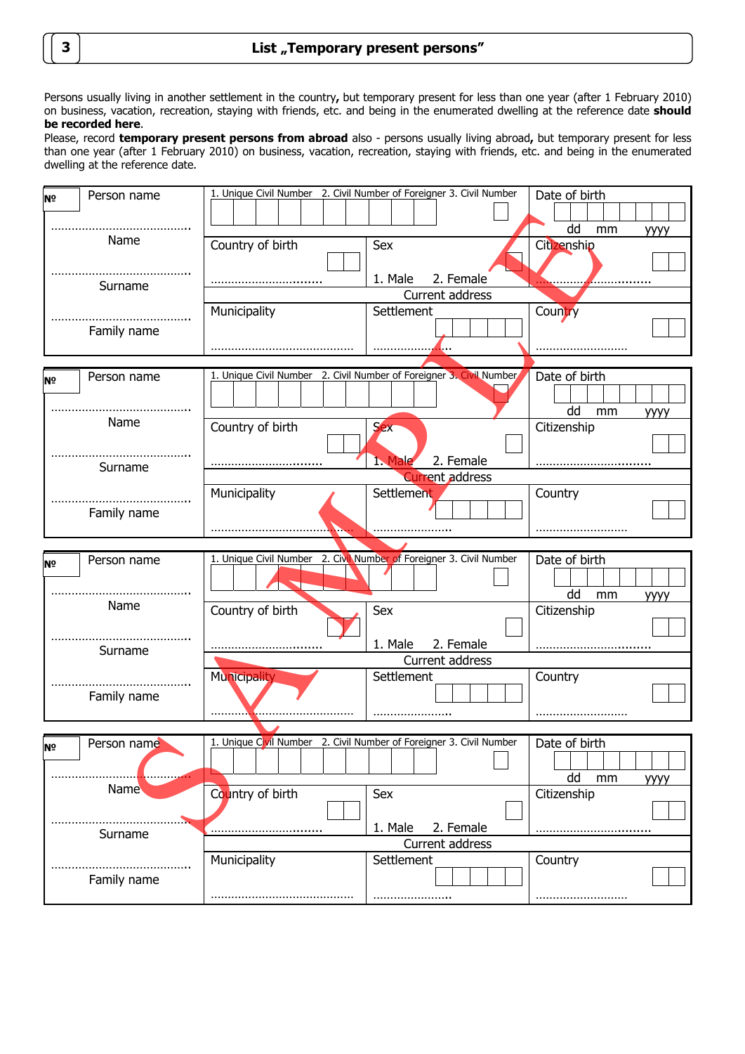| 3 | List „Temporary present persons" |
|---|---|

Persons usually living in another settlement in the country**,** but temporary present for less than one year (after 1 February 2010) on business, vacation, recreation, staying with friends, etc. and being in the enumerated dwelling at the reference date **should be recorded here**.

Please, record **temporary present persons from abroad** also - persons usually living abroad**,** but temporary present for less than one year (after 1 February 2010) on business, vacation, recreation, staying with friends, etc. and being in the enumerated dwelling at the reference date.

| № Person name | 1. Unique Civil Number 2. Civil Number of Foreigner 3. Civil Number | | Date of birth (dd mm yyyy) |
|---|---|---|---|
| ……………………………… Name | Country of birth ………………………….. | Sex 1. Male 2. Female | Citizenship ………………………….. |
| ……………………………… Surname | Current address | | |
| ……………………………… Family name | Municipality …………………………………… | Settlement ………………….. | Country …………………….. |

| № Person name | 1. Unique Civil Number 2. Civil Number of Foreigner 3. Civil Number | | Date of birth (dd mm yyyy) |
|---|---|---|---|
| ……………………………… Name | Country of birth ………………………….. | Sex 1. Male 2. Female | Citizenship ………………………….. |
| ……………………………… Surname | Current address | | |
| ……………………………… Family name | Municipality …………………………………… | Settlement ………………….. | Country …………………….. |

| № Person name | 1. Unique Civil Number 2. Civil Number of Foreigner 3. Civil Number | | Date of birth (dd mm yyyy) |
|---|---|---|---|
| ……………………………… Name | Country of birth ………………………….. | Sex 1. Male 2. Female | Citizenship ………………………….. |
| ……………………………… Surname | Current address | | |
| ……………………………… Family name | Municipality …………………………………… | Settlement ………………….. | Country …………………….. |

| № Person name | 1. Unique Civil Number 2. Civil Number of Foreigner 3. Civil Number | | Date of birth (dd mm yyyy) |
|---|---|---|---|
| ……………………………… Name | Country of birth ………………………….. | Sex 1. Male 2. Female | Citizenship ………………………….. |
| ……………………………… Surname | Current address | | |
| ……………………………… Family name | Municipality …………………………………… | Settlement ………………….. | Country …………………….. |

SAMPLE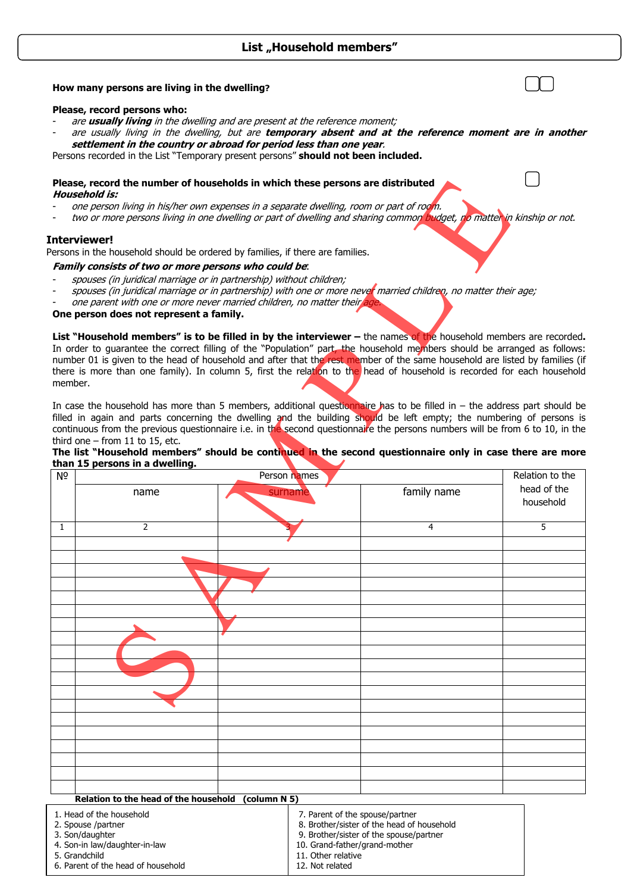## List „Household members"

**How many persons are living in the dwelling?** ☐☐

**Please, record persons who:**

- are ***usually living*** *in the dwelling and are present at the reference moment;*
- *are usually living in the dwelling, but are* ***temporary absent and at the reference moment are in another settlement in the country or abroad for period less than one year****.*

Persons recorded in the List "Temporary present persons" **should not been included.**

**Please, record the number of households in which these persons are distributed** ☐

***Household is:***

- *one person living in his/her own expenses in a separate dwelling, room or part of room.*
- *two or more persons living in one dwelling or part of dwelling and sharing common budget, no matter in kinship or not.*

### Interviewer!

Persons in the household should be ordered by families, if there are families.

***Family consists of two or more persons who could be***:

- *spouses (in juridical marriage or in partnership) without children;*
- *spouses (in juridical marriage or in partnership) with one or more never married children, no matter their age;*
- *one parent with one or more never married children, no matter their age.*

**One person does not represent a family.**

**List "Household members" is to be filled in by the interviewer –** the names of the household members are recorded**.** In order to guarantee the correct filling of the "Population" part, the household members should be arranged as follows: number 01 is given to the head of household and after that the rest member of the same household are listed by families (if there is more than one family). In column 5, first the relation to the head of household is recorded for each household member.

In case the household has more than 5 members, additional questionnaire has to be filled in – the address part should be filled in again and parts concerning the dwelling and the building should be left empty; the numbering of persons is continuous from the previous questionnaire i.e. in the second questionnaire the persons numbers will be from 6 to 10, in the third one – from 11 to 15, etc.

**The list "Household members" should be continued in the second questionnaire only in case there are more than 15 persons in a dwelling.**

| № | Person names | | | Relation to the head of the household |
|---|---|---|---|---|
| | name | surname | family name | |
| 1 | 2 | 3 | 4 | 5 |
| | | | | |
| | | | | |
| | | | | |
| | | | | |
| | | | | |
| | | | | |
| | | | | |
| | | | | |
| | | | | |
| | | | | |
| | | | | |
| | | | | |
| | | | | |
| | | | | |
| | | | | |
| | | | | |
| | | | | |
| | | | | |
| | | | | |

**Relation to the head of the household (column N 5)**

| | |
|---|---|
| 1. Head of the household | 7. Parent of the spouse/partner |
| 2. Spouse /partner | 8. Brother/sister of the head of household |
| 3. Son/daughter | 9. Brother/sister of the spouse/partner |
| 4. Son-in law/daughter-in-law | 10. Grand-father/grand-mother |
| 5. Grandchild | 11. Other relative |
| 6. Parent of the head of household | 12. Not related |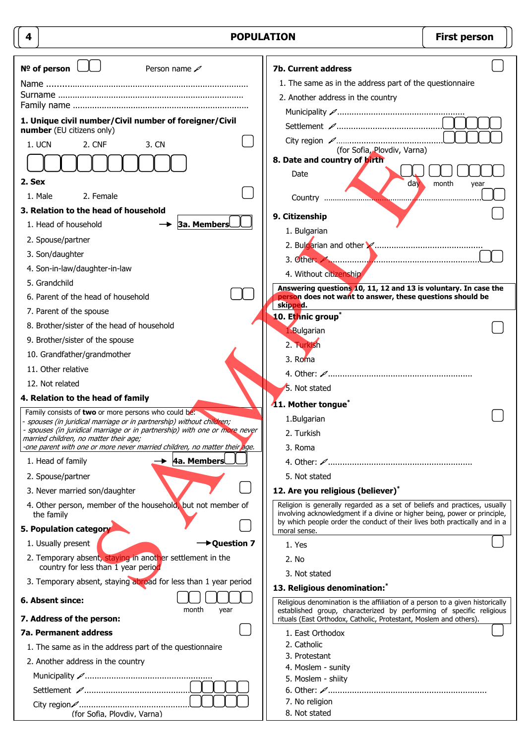## 4 POPULATION — First person

**№ of person** ☐☐ Person name ✎

Name ..................................................................................

Surname ..............................................................................

Family name .........................................................................

**1. Unique civil number/Civil number of foreigner/Civil number** (EU citizens only)

1. UCN 2. CNF 3. CN

**2. Sex**

1. Male 2. Female

**3. Relation to the head of household**

1. Head of household → **3a. Members**
2. Spouse/partner
3. Son/daughter
4. Son-in-law/daughter-in-law
5. Grandchild
6. Parent of the head of household
7. Parent of the spouse
8. Brother/sister of the head of household
9. Brother/sister of the spouse
10. Grandfather/grandmother
11. Other relative
12. Not related

**4. Relation to the head of family**

Family consists of **two** or more persons who could be:
- *spouses (in juridical marriage or in partnership) without children;*
- *spouses (in juridical marriage or in partnership) with one or more never married children, no matter their age;*
- *one parent with one or more never married children, no matter their age.*

1. Head of family → **4a. Members**
2. Spouse/partner
3. Never married son/daughter
4. Other person, member of the household, but not member of the family

**5. Population category**

1. Usually present → **Question 7**
2. Temporary absent, staying in another settlement in the country for less than 1 year period
3. Temporary absent, staying abroad for less than 1 year period

**6. Absent since:** month year

**7. Address of the person:**

**7a. Permanent address**

1. The same as in the address part of the questionnaire
2. Another address in the country

Municipality ✎....................................................

Settlement ✎............................................

City region ✎............................................ (for Sofia, Plovdiv, Varna)

**7b. Current address**

1. The same as in the address part of the questionnaire
2. Another address in the country

Municipality ✎....................................................

Settlement ✎............................................

City region ✎............................................ (for Sofia, Plovdiv, Varna)

**8. Date and country of birth**

Date: day month year

Country ........................................................................

**9. Citizenship**

1. Bulgarian
2. Bulgarian and other ✎............................................
3. Other: ✎............................................................
4. Without citizenship

**Answering questions 10, 11, 12 and 13 is voluntary. In case the person does not want to answer, these questions should be skipped.**

**10. Ethnic group***

1. Bulgarian
2. Turkish
3. Roma
4. Other: ✎..........................................................
5. Not stated

**11. Mother tongue***

1. Bulgarian
2. Turkish
3. Roma
4. Other: ✎..........................................................
5. Not stated

**12. Are you religious (believer)***

Religion is generally regarded as a set of beliefs and practices, usually involving acknowledgment if a divine or higher being, power or principle, by which people order the conduct of their lives both practically and in a moral sense.

1. Yes
2. No
3. Not stated

**13. Religious denomination:***

Religious denomination is the affiliation of a person to a given historically established group, characterized by performing of specific religious rituals (East Orthodox, Catholic, Protestant, Moslem and others).

1. East Orthodox
2. Catholic
3. Protestant
4. Moslem - sunity
5. Moslem - shiity
6. Other: ✎................................................................
7. No religion
8. Not stated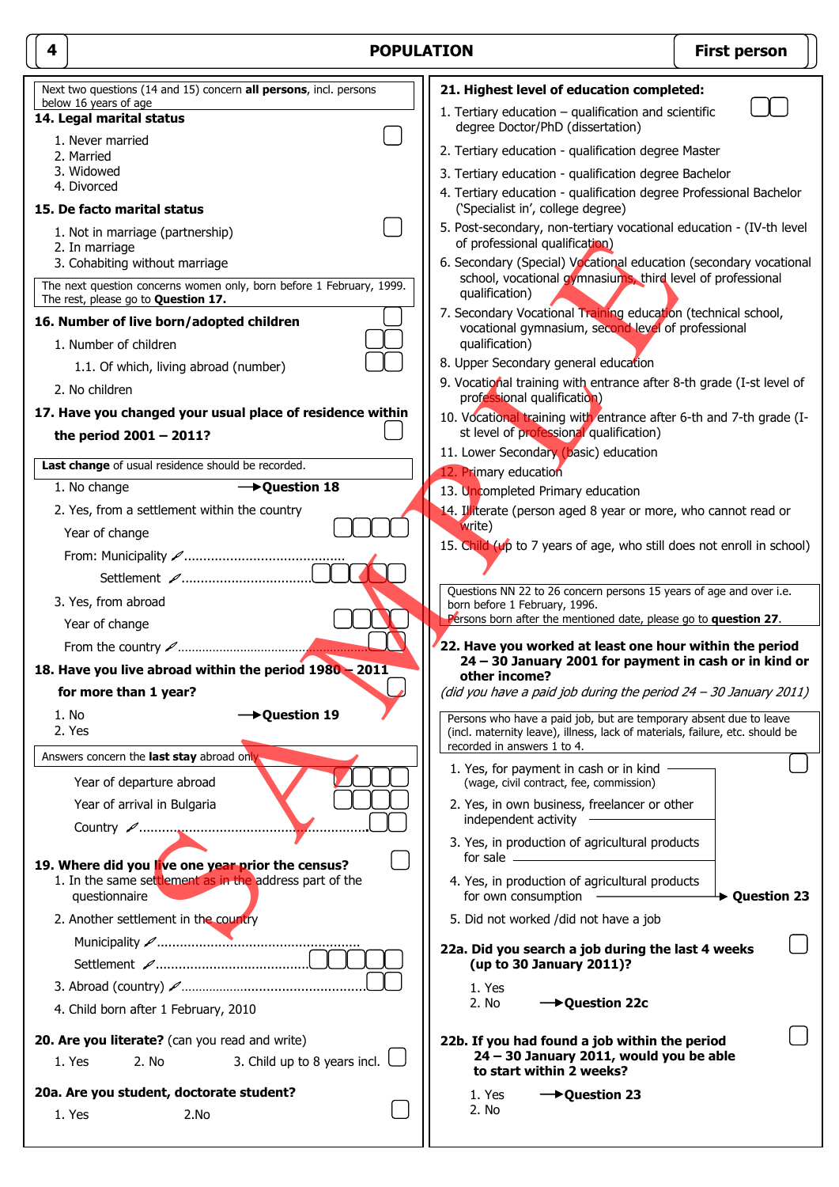# POPULATION — First person

Next two questions (14 and 15) concern **all persons**, incl. persons below 16 years of age

**14. Legal marital status**

1. Never married
2. Married
3. Widowed
4. Divorced

**15. De facto marital status**

1. Not in marriage (partnership)
2. In marriage
3. Cohabiting without marriage

The next question concerns women only, born before 1 February, 1999. The rest, please go to **Question 17.**

**16. Number of live born/adopted children**

1. Number of children
   - 1.1. Of which, living abroad (number)
2. No children

**17. Have you changed your usual place of residence within the period 2001 – 2011?**

**Last change** of usual residence should be recorded.

1. No change → **Question 18**
2. Yes, from a settlement within the country
   - Year of change
   - From: Municipality ........................................
   - Settlement ..................................
3. Yes, from abroad
   - Year of change
   - From the country ........................................

**18. Have you live abroad within the period 1980 – 2011 for more than 1 year?**

1. No → **Question 19**
2. Yes

Answers concern the **last stay** abroad only

- Year of departure abroad
- Year of arrival in Bulgaria
- Country ........................................

**19. Where did you live one year prior the census?**

1. In the same settlement as in the address part of the questionnaire
2. Another settlement in the country
   - Municipality ........................................
   - Settlement ........................................
3. Abroad (country) ........................................
4. Child born after 1 February, 2010

**20. Are you literate?** (can you read and write)

1. Yes 2. No 3. Child up to 8 years incl.

**20a. Are you student, doctorate student?**

1. Yes 2.No

**21. Highest level of education completed:**

1. Tertiary education – qualification and scientific degree Doctor/PhD (dissertation)
2. Tertiary education - qualification degree Master
3. Tertiary education - qualification degree Bachelor
4. Tertiary education - qualification degree Professional Bachelor ('Specialist in', college degree)
5. Post-secondary, non-tertiary vocational education - (IV-th level of professional qualification)
6. Secondary (Special) Vocational education (secondary vocational school, vocational gymnasiums, third level of professional qualification)
7. Secondary Vocational Training education (technical school, vocational gymnasium, second level of professional qualification)
8. Upper Secondary general education
9. Vocational training with entrance after 8-th grade (I-st level of professional qualification)
10. Vocational training with entrance after 6-th and 7-th grade (I-st level of professional qualification)
11. Lower Secondary (basic) education
12. Primary education
13. Uncompleted Primary education
14. Illiterate (person aged 8 year or more, who cannot read or write)
15. Child (up to 7 years of age, who still does not enroll in school)

Questions NN 22 to 26 concern persons 15 years of age and over i.e. born before 1 February, 1996. Persons born after the mentioned date, please go to **question 27**.

**22. Have you worked at least one hour within the period 24 – 30 January 2001 for payment in cash or in kind or other income?**

*(did you have a paid job during the period 24 – 30 January 2011)*

Persons who have a paid job, but are temporary absent due to leave (incl. maternity leave), illness, lack of materials, failure, etc. should be recorded in answers 1 to 4.

1. Yes, for payment in cash or in kind (wage, civil contract, fee, commission)
2. Yes, in own business, freelancer or other independent activity
3. Yes, in production of agricultural products for sale
4. Yes, in production of agricultural products for own consumption → **Question 23**
5. Did not worked /did not have a job

**22a. Did you search a job during the last 4 weeks (up to 30 January 2011)?**

1. Yes
2. No → **Question 22c**

**22b. If you had found a job within the period 24 – 30 January 2011, would you be able to start within 2 weeks?**

1. Yes → **Question 23**
2. No

SAMPLE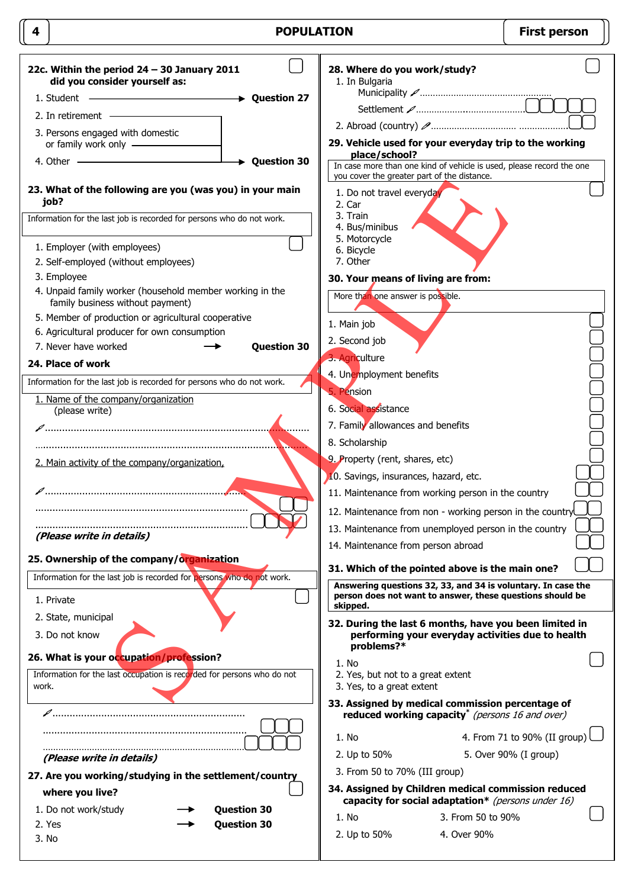# POPULATION

**First person**

**22c. Within the period 24 – 30 January 2011 did you consider yourself as:**

1. Student → **Question 27**
2. In retirement
3. Persons engaged with domestic or family work only
4. Other → **Question 30**

**23. What of the following are you (was you) in your main job?**

Information for the last job is recorded for persons who do not work.

1. Employer (with employees)
2. Self-employed (without employees)
3. Employee
4. Unpaid family worker (household member working in the family business without payment)
5. Member of production or agricultural cooperative
6. Agricultural producer for own consumption
7. Never have worked → **Question 30**

**24. Place of work**

Information for the last job is recorded for persons who do not work.

1. Name of the company/organization (please write)

..............................................................................................

..............................................................................................

2. Main activity of the company/organization,

..............................................................................................

..............................................................................................

..............................................................................................

*(Please write in details)*

**25. Ownership of the company/organization**

Information for the last job is recorded for persons who do not work.

1. Private
2. State, municipal
3. Do not know

**26. What is your occupation/profession?**

Information for the last occupation is recorded for persons who do not work.

..............................................................................................

..............................................................................................

..............................................................................................

*(Please write in details)*

**27. Are you working/studying in the settlement/country where you live?**

1. Do not work/study → **Question 30**
2. Yes → **Question 30**
3. No

**28. Where do you work/study?**

1. In Bulgaria

   Municipality ..................................................

   Settlement ..........................................

2. Abroad (country) ................................ ..................

**29. Vehicle used for your everyday trip to the working place/school?**

In case more than one kind of vehicle is used, please record the one you cover the greater part of the distance.

1. Do not travel everyday
2. Car
3. Train
4. Bus/minibus
5. Motorcycle
6. Bicycle
7. Other

**30. Your means of living are from:**

More than one answer is possible.

1. Main job
2. Second job
3. Agriculture
4. Unemployment benefits
5. Pension
6. Social assistance
7. Family allowances and benefits
8. Scholarship
9. Property (rent, shares, etc)
10. Savings, insurances, hazard, etc.
11. Maintenance from working person in the country
12. Maintenance from non - working person in the country
13. Maintenance from unemployed person in the country
14. Maintenance from person abroad

**31. Which of the pointed above is the main one?**

**Answering questions 32, 33, and 34 is voluntary. In case the person does not want to answer, these questions should be skipped.**

**32. During the last 6 months, have you been limited in performing your everyday activities due to health problems?***

1. No
2. Yes, but not to a great extent
3. Yes, to a great extent

**33. Assigned by medical commission percentage of reduced working capacity*** *(persons 16 and over)*

1. No
2. Up to 50%
3. From 50 to 70% (III group)
4. From 71 to 90% (II group)
5. Over 90% (I group)

**34. Assigned by Children medical commission reduced capacity for social adaptation*** *(persons under 16)*

1. No
2. Up to 50%
3. From 50 to 90%
4. Over 90%

SAMPLE